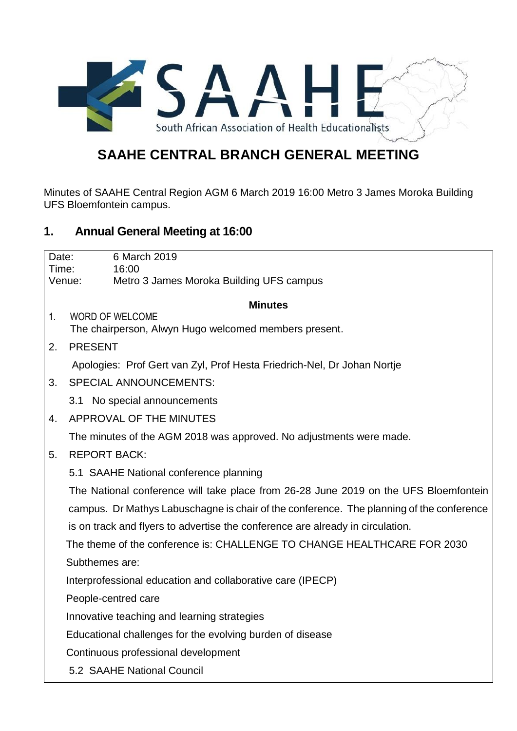South African Association of Health Educationalists

# SAAHE CENTRAL BRANCH GENERAL MEETING

Minutes of SAAHE Central Region AGM 6 March 2019 16:00 Metro 3 James Moroka Building UFS Bloemfontein campus.

## 1. Annual General Meeting at 16:00

Date: 6 March 2019
Time: 16:00
Venue: Metro 3 James Moroka Building UFS campus

**Minutes**

1. WORD OF WELCOME
   The chairperson, Alwyn Hugo welcomed members present.

2. PRESENT
   Apologies: Prof Gert van Zyl, Prof Hesta Friedrich-Nel, Dr Johan Nortje

3. SPECIAL ANNOUNCEMENTS:
   3.1 No special announcements

4. APPROVAL OF THE MINUTES
   The minutes of the AGM 2018 was approved. No adjustments were made.

5. REPORT BACK:
   5.1 SAAHE National conference planning

   The National conference will take place from 26-28 June 2019 on the UFS Bloemfontein campus. Dr Mathys Labuschagne is chair of the conference. The planning of the conference is on track and flyers to advertise the conference are already in circulation.

   The theme of the conference is: CHALLENGE TO CHANGE HEALTHCARE FOR 2030

   Subthemes are:

   Interprofessional education and collaborative care (IPECP)

   People-centred care

   Innovative teaching and learning strategies

   Educational challenges for the evolving burden of disease

   Continuous professional development

   5.2 SAAHE National Council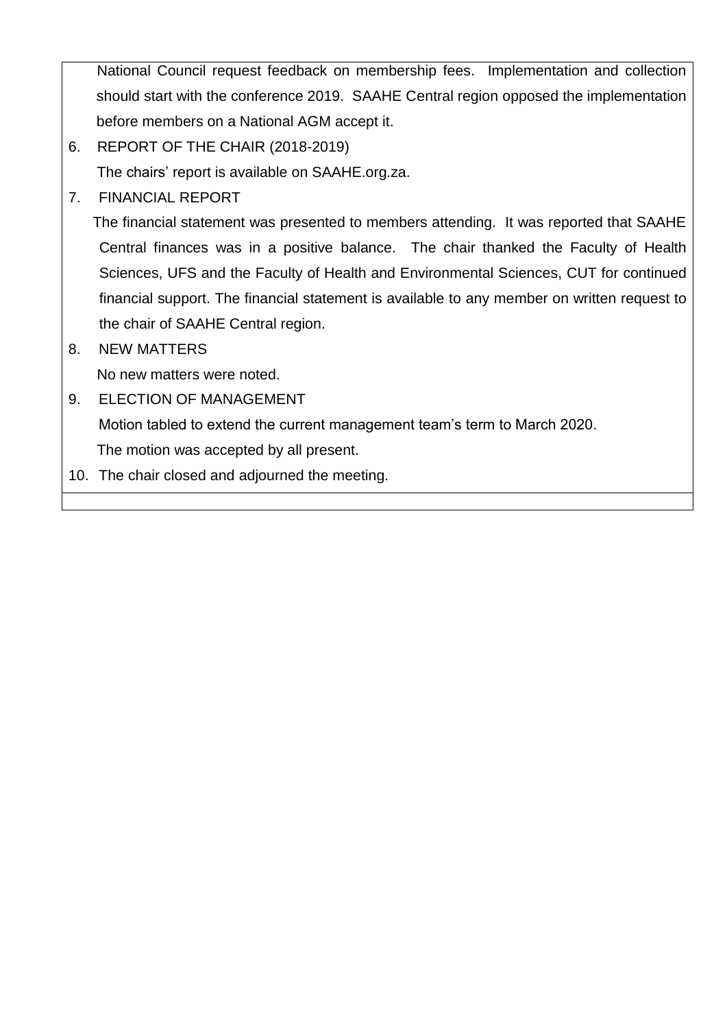National Council request feedback on membership fees. Implementation and collection should start with the conference 2019. SAAHE Central region opposed the implementation before members on a National AGM accept it.

6. REPORT OF THE CHAIR (2018-2019)

   The chairs' report is available on SAAHE.org.za.

7. FINANCIAL REPORT

   The financial statement was presented to members attending. It was reported that SAAHE Central finances was in a positive balance. The chair thanked the Faculty of Health Sciences, UFS and the Faculty of Health and Environmental Sciences, CUT for continued financial support. The financial statement is available to any member on written request to the chair of SAAHE Central region.

8. NEW MATTERS

   No new matters were noted.

9. ELECTION OF MANAGEMENT

   Motion tabled to extend the current management team's term to March 2020.

   The motion was accepted by all present.

10. The chair closed and adjourned the meeting.